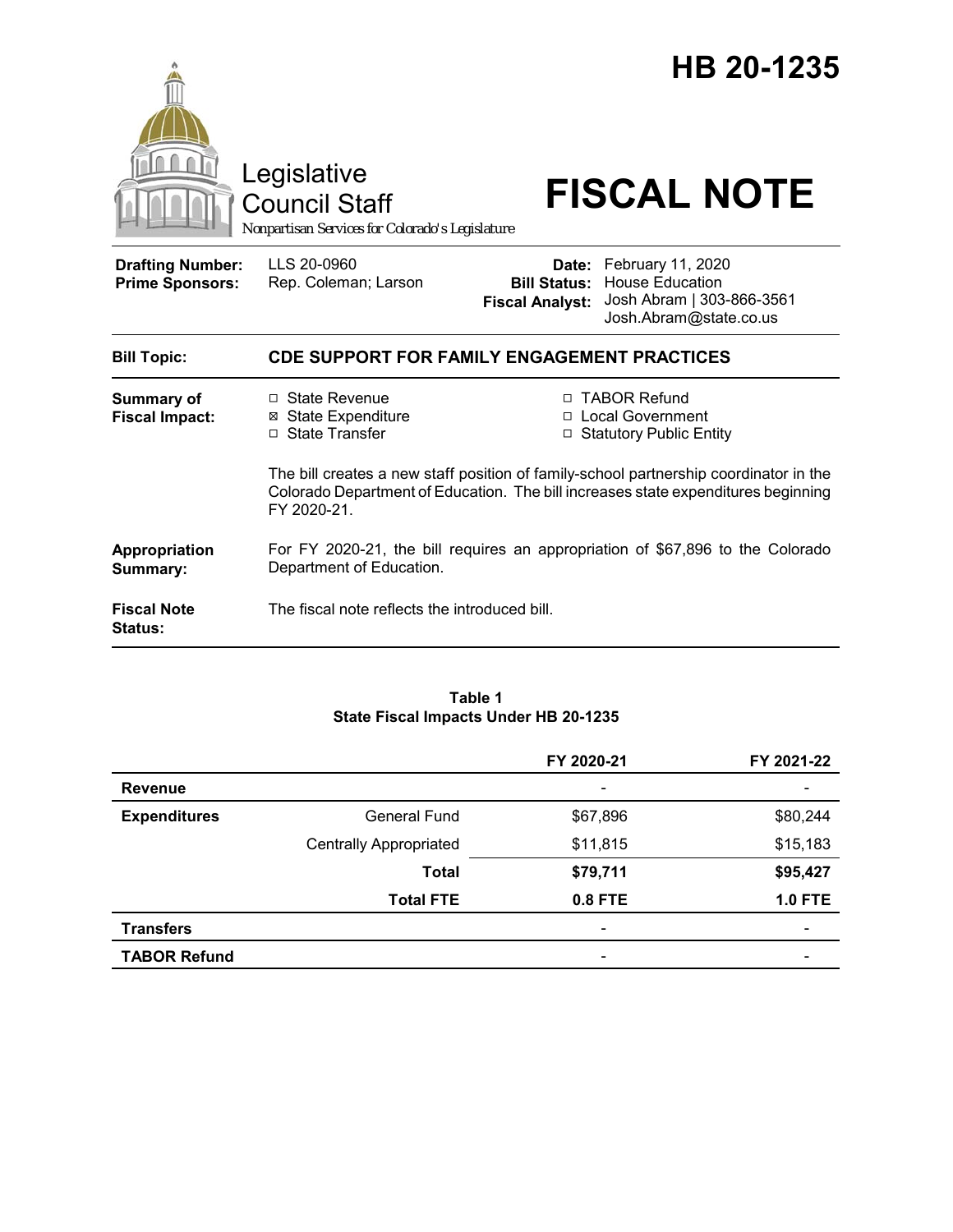# HB 20-1235

Legislative Council Staff

*Nonpartisan Services for Colorado's Legislature*

# FISCAL NOTE

| | | | |
|---|---|---|---|
| **Drafting Number:** | LLS 20-0960 | **Date:** | February 11, 2020 |
| **Prime Sponsors:** | Rep. Coleman; Larson | **Bill Status:** | House Education |
| | | **Fiscal Analyst:** | Josh Abram \| 303-866-3561 Josh.Abram@state.co.us |

**Bill Topic:** **CDE SUPPORT FOR FAMILY ENGAGEMENT PRACTICES**

**Summary of Fiscal Impact:**

- ☐ State Revenue
- ☒ State Expenditure
- ☐ State Transfer
- ☐ TABOR Refund
- ☐ Local Government
- ☐ Statutory Public Entity

The bill creates a new staff position of family-school partnership coordinator in the Colorado Department of Education. The bill increases state expenditures beginning FY 2020-21.

**Appropriation Summary:** For FY 2020-21, the bill requires an appropriation of $67,896 to the Colorado Department of Education.

**Fiscal Note Status:** The fiscal note reflects the introduced bill.

**Table 1**
**State Fiscal Impacts Under HB 20-1235**

| | | FY 2020-21 | FY 2021-22 |
|---|---|---|---|
| **Revenue** | | - | - |
| **Expenditures** | General Fund | $67,896 | $80,244 |
| | Centrally Appropriated | $11,815 | $15,183 |
| | **Total** | **$79,711** | **$95,427** |
| | **Total FTE** | **0.8 FTE** | **1.0 FTE** |
| **Transfers** | | - | - |
| **TABOR Refund** | | - | - |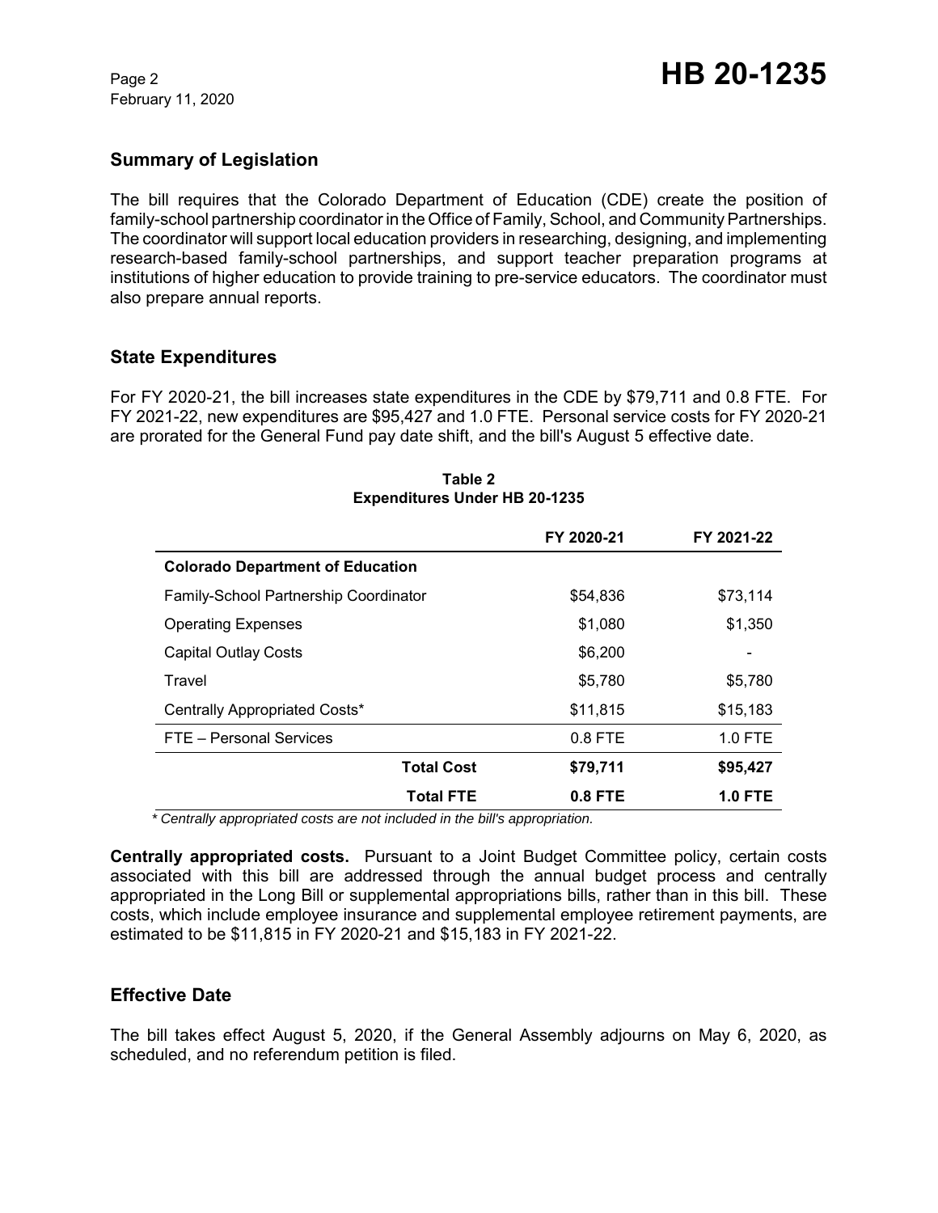## Summary of Legislation

The bill requires that the Colorado Department of Education (CDE) create the position of family-school partnership coordinator in the Office of Family, School, and Community Partnerships. The coordinator will support local education providers in researching, designing, and implementing research-based family-school partnerships, and support teacher preparation programs at institutions of higher education to provide training to pre-service educators. The coordinator must also prepare annual reports.

## State Expenditures

For FY 2020-21, the bill increases state expenditures in the CDE by $79,711 and 0.8 FTE. For FY 2021-22, new expenditures are $95,427 and 1.0 FTE. Personal service costs for FY 2020-21 are prorated for the General Fund pay date shift, and the bill's August 5 effective date.

**Table 2**
**Expenditures Under HB 20-1235**

| | FY 2020-21 | FY 2021-22 |
|---|---|---|
| **Colorado Department of Education** | | |
| Family-School Partnership Coordinator | $54,836 | $73,114 |
| Operating Expenses | $1,080 | $1,350 |
| Capital Outlay Costs | $6,200 | - |
| Travel | $5,780 | $5,780 |
| Centrally Appropriated Costs* | $11,815 | $15,183 |
| FTE – Personal Services | 0.8 FTE | 1.0 FTE |
| **Total Cost** | **$79,711** | **$95,427** |
| **Total FTE** | **0.8 FTE** | **1.0 FTE** |

*\* Centrally appropriated costs are not included in the bill's appropriation.*

**Centrally appropriated costs.** Pursuant to a Joint Budget Committee policy, certain costs associated with this bill are addressed through the annual budget process and centrally appropriated in the Long Bill or supplemental appropriations bills, rather than in this bill. These costs, which include employee insurance and supplemental employee retirement payments, are estimated to be $11,815 in FY 2020-21 and $15,183 in FY 2021-22.

## Effective Date

The bill takes effect August 5, 2020, if the General Assembly adjourns on May 6, 2020, as scheduled, and no referendum petition is filed.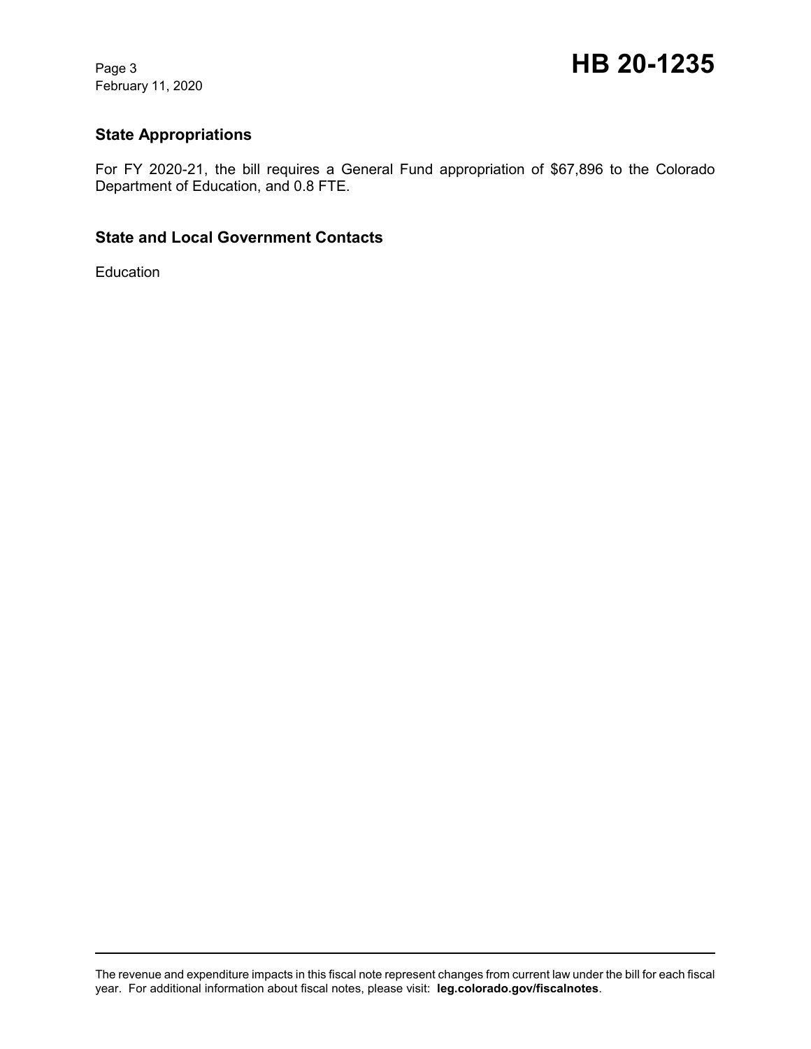## State Appropriations

For FY 2020-21, the bill requires a General Fund appropriation of $67,896 to the Colorado Department of Education, and 0.8 FTE.

## State and Local Government Contacts

Education

The revenue and expenditure impacts in this fiscal note represent changes from current law under the bill for each fiscal year. For additional information about fiscal notes, please visit: **leg.colorado.gov/fiscalnotes**.